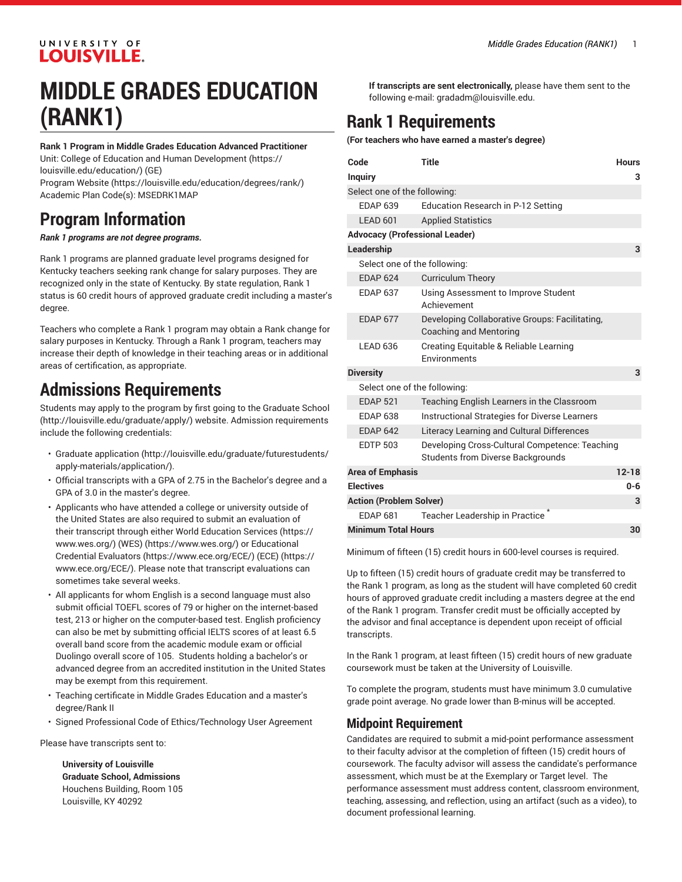# MIDDLE GRADES EDUCATION (RANK1)

**Rank 1 Program in Middle Grades Education Advanced Practitioner**
Unit: College of Education and Human Development (https://louisville.edu/education/) (GE)
Program Website (https://louisville.edu/education/degrees/rank/)
Academic Plan Code(s): MSEDRK1MAP

## Program Information

***Rank 1 programs are not degree programs.***

Rank 1 programs are planned graduate level programs designed for Kentucky teachers seeking rank change for salary purposes. They are recognized only in the state of Kentucky. By state regulation, Rank 1 status is 60 credit hours of approved graduate credit including a master's degree.

Teachers who complete a Rank 1 program may obtain a Rank change for salary purposes in Kentucky. Through a Rank 1 program, teachers may increase their depth of knowledge in their teaching areas or in additional areas of certification, as appropriate.

## Admissions Requirements

Students may apply to the program by first going to the Graduate School (http://louisville.edu/graduate/apply/) website. Admission requirements include the following credentials:

- Graduate application (http://louisville.edu/graduate/futurestudents/apply-materials/application/).
- Official transcripts with a GPA of 2.75 in the Bachelor's degree and a GPA of 3.0 in the master's degree.
- Applicants who have attended a college or university outside of the United States are also required to submit an evaluation of their transcript through either World Education Services (https://www.wes.org/) (WES) (https://www.wes.org/) or Educational Credential Evaluators (https://www.ece.org/ECE/) (ECE) (https://www.ece.org/ECE/). Please note that transcript evaluations can sometimes take several weeks.
- All applicants for whom English is a second language must also submit official TOEFL scores of 79 or higher on the internet-based test, 213 or higher on the computer-based test. English proficiency can also be met by submitting official IELTS scores of at least 6.5 overall band score from the academic module exam or official Duolingo overall score of 105. Students holding a bachelor's or advanced degree from an accredited institution in the United States may be exempt from this requirement.
- Teaching certificate in Middle Grades Education and a master's degree/Rank II
- Signed Professional Code of Ethics/Technology User Agreement

Please have transcripts sent to:

> **University of Louisville**
> **Graduate School, Admissions**
> Houchens Building, Room 105
> Louisville, KY 40292
>
> **If transcripts are sent electronically,** please have them sent to the following e-mail: gradadm@louisville.edu.

## Rank 1 Requirements

**(For teachers who have earned a master's degree)**

| Code | Title | Hours |
|---|---|---|
| **Inquiry** | | **3** |
| Select one of the following: | | |
| EDAP 639 | Education Research in P-12 Setting | |
| LEAD 601 | Applied Statistics | |
| **Advocacy (Professional Leader)** | | |
| **Leadership** | | **3** |
| Select one of the following: | | |
| EDAP 624 | Curriculum Theory | |
| EDAP 637 | Using Assessment to Improve Student Achievement | |
| EDAP 677 | Developing Collaborative Groups: Facilitating, Coaching and Mentoring | |
| LEAD 636 | Creating Equitable & Reliable Learning Environments | |
| **Diversity** | | **3** |
| Select one of the following: | | |
| EDAP 521 | Teaching English Learners in the Classroom | |
| EDAP 638 | Instructional Strategies for Diverse Learners | |
| EDAP 642 | Literacy Learning and Cultural Differences | |
| EDTP 503 | Developing Cross-Cultural Competence: Teaching Students from Diverse Backgrounds | |
| **Area of Emphasis** | | **12-18** |
| **Electives** | | **0-6** |
| **Action (Problem Solver)** | | **3** |
| EDAP 681 | Teacher Leadership in Practice * | |
| **Minimum Total Hours** | | **30** |

Minimum of fifteen (15) credit hours in 600-level courses is required.

Up to fifteen (15) credit hours of graduate credit may be transferred to the Rank 1 program, as long as the student will have completed 60 credit hours of approved graduate credit including a masters degree at the end of the Rank 1 program. Transfer credit must be officially accepted by the advisor and final acceptance is dependent upon receipt of official transcripts.

In the Rank 1 program, at least fifteen (15) credit hours of new graduate coursework must be taken at the University of Louisville.

To complete the program, students must have minimum 3.0 cumulative grade point average. No grade lower than B-minus will be accepted.

### Midpoint Requirement

Candidates are required to submit a mid-point performance assessment to their faculty advisor at the completion of fifteen (15) credit hours of coursework. The faculty advisor will assess the candidate's performance assessment, which must be at the Exemplary or Target level. The performance assessment must address content, classroom environment, teaching, assessing, and reflection, using an artifact (such as a video), to document professional learning.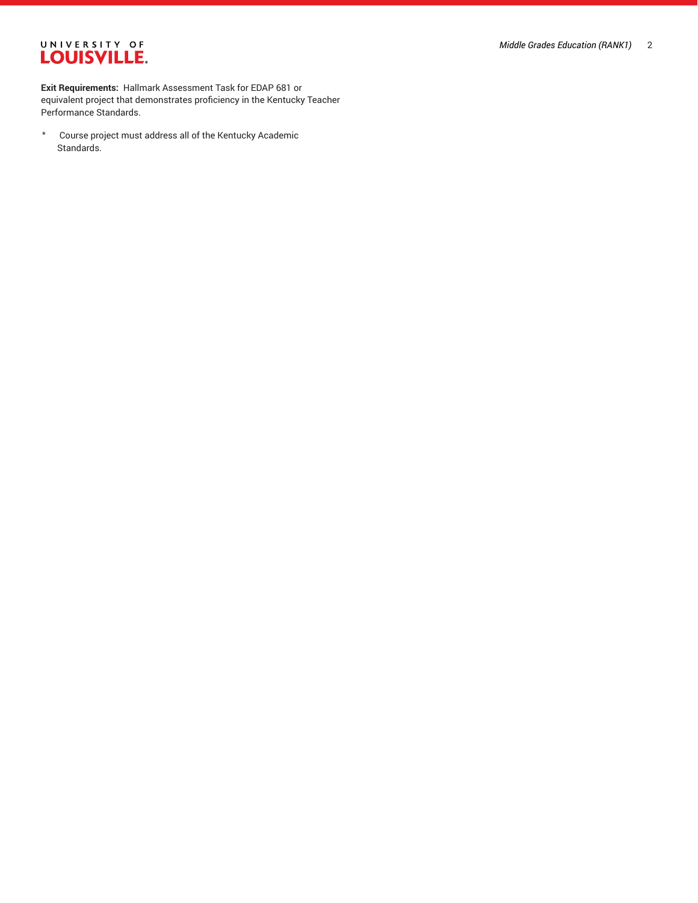**Exit Requirements:** Hallmark Assessment Task for EDAP 681 or equivalent project that demonstrates proficiency in the Kentucky Teacher Performance Standards.

* Course project must address all of the Kentucky Academic Standards.